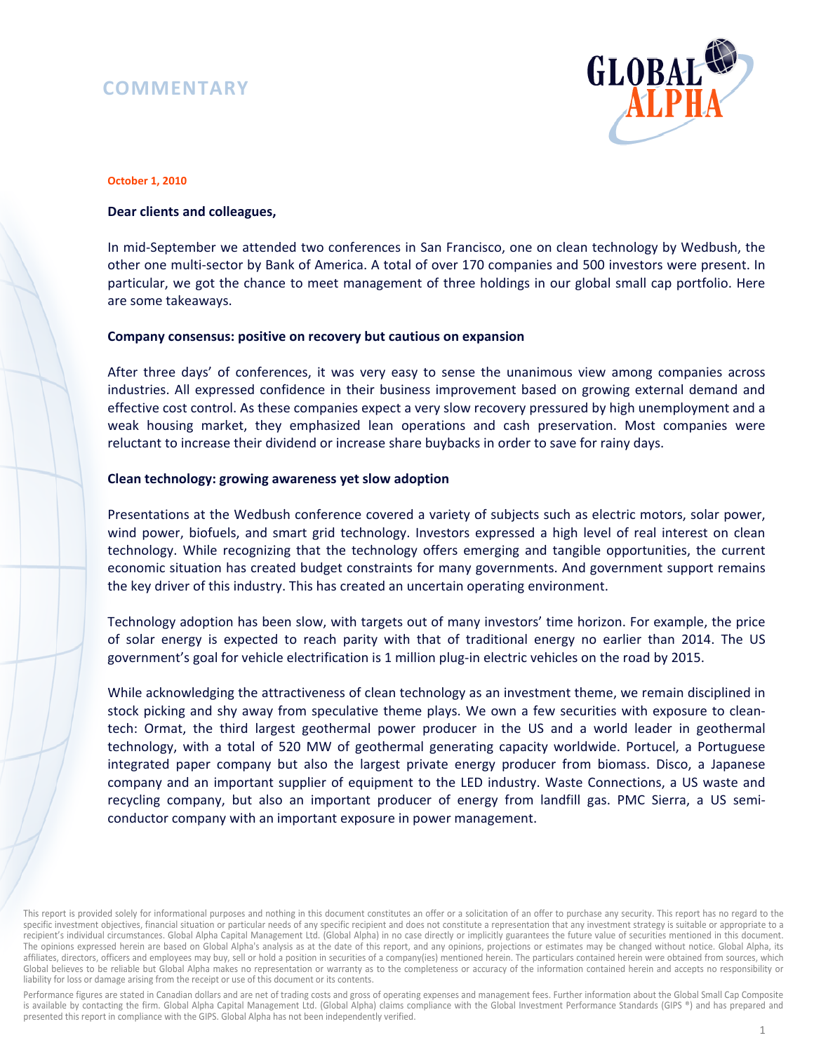# COMMENTARY

GLOBAL ALPHA

**October 1, 2010**

**Dear clients and colleagues,**

In mid-September we attended two conferences in San Francisco, one on clean technology by Wedbush, the other one multi-sector by Bank of America. A total of over 170 companies and 500 investors were present. In particular, we got the chance to meet management of three holdings in our global small cap portfolio. Here are some takeaways.

**Company consensus: positive on recovery but cautious on expansion**

After three days' of conferences, it was very easy to sense the unanimous view among companies across industries. All expressed confidence in their business improvement based on growing external demand and effective cost control. As these companies expect a very slow recovery pressured by high unemployment and a weak housing market, they emphasized lean operations and cash preservation. Most companies were reluctant to increase their dividend or increase share buybacks in order to save for rainy days.

**Clean technology: growing awareness yet slow adoption**

Presentations at the Wedbush conference covered a variety of subjects such as electric motors, solar power, wind power, biofuels, and smart grid technology. Investors expressed a high level of real interest on clean technology. While recognizing that the technology offers emerging and tangible opportunities, the current economic situation has created budget constraints for many governments. And government support remains the key driver of this industry. This has created an uncertain operating environment.

Technology adoption has been slow, with targets out of many investors' time horizon. For example, the price of solar energy is expected to reach parity with that of traditional energy no earlier than 2014. The US government's goal for vehicle electrification is 1 million plug-in electric vehicles on the road by 2015.

While acknowledging the attractiveness of clean technology as an investment theme, we remain disciplined in stock picking and shy away from speculative theme plays. We own a few securities with exposure to clean-tech: Ormat, the third largest geothermal power producer in the US and a world leader in geothermal technology, with a total of 520 MW of geothermal generating capacity worldwide. Portucel, a Portuguese integrated paper company but also the largest private energy producer from biomass. Disco, a Japanese company and an important supplier of equipment to the LED industry. Waste Connections, a US waste and recycling company, but also an important producer of energy from landfill gas. PMC Sierra, a US semi-conductor company with an important exposure in power management.

This report is provided solely for informational purposes and nothing in this document constitutes an offer or a solicitation of an offer to purchase any security. This report has no regard to the specific investment objectives, financial situation or particular needs of any specific recipient and does not constitute a representation that any investment strategy is suitable or appropriate to a recipient's individual circumstances. Global Alpha Capital Management Ltd. (Global Alpha) in no case directly or implicitly guarantees the future value of securities mentioned in this document. The opinions expressed herein are based on Global Alpha's analysis as at the date of this report, and any opinions, projections or estimates may be changed without notice. Global Alpha, its affiliates, directors, officers and employees may buy, sell or hold a position in securities of a company(ies) mentioned herein. The particulars contained herein were obtained from sources, which Global believes to be reliable but Global Alpha makes no representation or warranty as to the completeness or accuracy of the information contained herein and accepts no responsibility or liability for loss or damage arising from the receipt or use of this document or its contents.

Performance figures are stated in Canadian dollars and are net of trading costs and gross of operating expenses and management fees. Further information about the Global Small Cap Composite is available by contacting the firm. Global Alpha Capital Management Ltd. (Global Alpha) claims compliance with the Global Investment Performance Standards (GIPS ®) and has prepared and presented this report in compliance with the GIPS. Global Alpha has not been independently verified.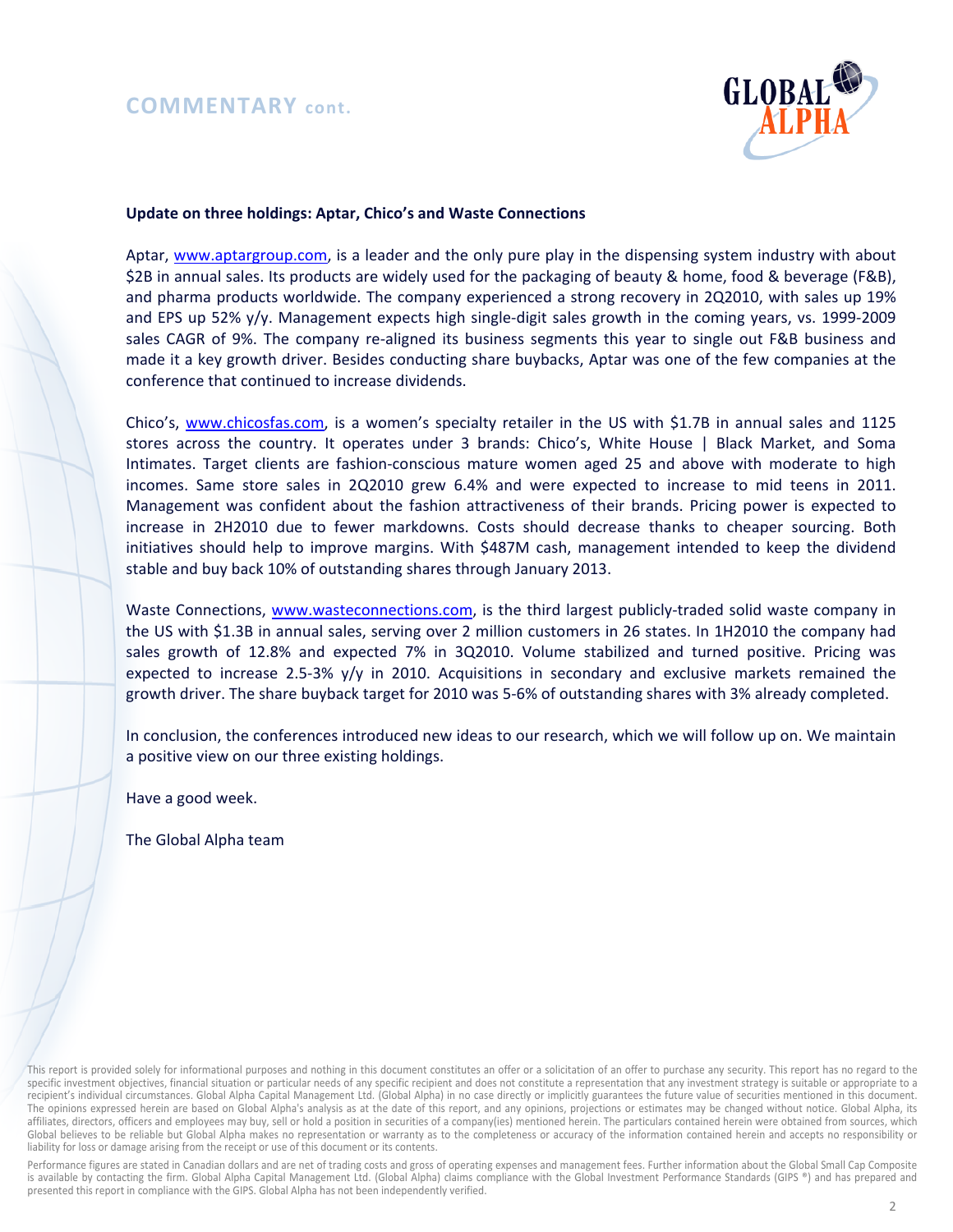## COMMENTARY cont.

**Update on three holdings: Aptar, Chico's and Waste Connections**

Aptar, www.aptargroup.com, is a leader and the only pure play in the dispensing system industry with about $2B in annual sales. Its products are widely used for the packaging of beauty & home, food & beverage (F&B), and pharma products worldwide. The company experienced a strong recovery in 2Q2010, with sales up 19% and EPS up 52% y/y. Management expects high single-digit sales growth in the coming years, vs. 1999-2009 sales CAGR of 9%. The company re-aligned its business segments this year to single out F&B business and made it a key growth driver. Besides conducting share buybacks, Aptar was one of the few companies at the conference that continued to increase dividends.

Chico's, www.chicosfas.com, is a women's specialty retailer in the US with $1.7B in annual sales and 1125 stores across the country. It operates under 3 brands: Chico's, White House | Black Market, and Soma Intimates. Target clients are fashion-conscious mature women aged 25 and above with moderate to high incomes. Same store sales in 2Q2010 grew 6.4% and were expected to increase to mid teens in 2011. Management was confident about the fashion attractiveness of their brands. Pricing power is expected to increase in 2H2010 due to fewer markdowns. Costs should decrease thanks to cheaper sourcing. Both initiatives should help to improve margins. With $487M cash, management intended to keep the dividend stable and buy back 10% of outstanding shares through January 2013.

Waste Connections, www.wasteconnections.com, is the third largest publicly-traded solid waste company in the US with $1.3B in annual sales, serving over 2 million customers in 26 states. In 1H2010 the company had sales growth of 12.8% and expected 7% in 3Q2010. Volume stabilized and turned positive. Pricing was expected to increase 2.5-3% y/y in 2010. Acquisitions in secondary and exclusive markets remained the growth driver. The share buyback target for 2010 was 5-6% of outstanding shares with 3% already completed.

In conclusion, the conferences introduced new ideas to our research, which we will follow up on. We maintain a positive view on our three existing holdings.

Have a good week.

The Global Alpha team

This report is provided solely for informational purposes and nothing in this document constitutes an offer or a solicitation of an offer to purchase any security. This report has no regard to the specific investment objectives, financial situation or particular needs of any specific recipient and does not constitute a representation that any investment strategy is suitable or appropriate to a recipient's individual circumstances. Global Alpha Capital Management Ltd. (Global Alpha) in no case directly or implicitly guarantees the future value of securities mentioned in this document. The opinions expressed herein are based on Global Alpha's analysis as at the date of this report, and any opinions, projections or estimates may be changed without notice. Global Alpha, its affiliates, directors, officers and employees may buy, sell or hold a position in securities of a company(ies) mentioned herein. The particulars contained herein were obtained from sources, which Global believes to be reliable but Global Alpha makes no representation or warranty as to the completeness or accuracy of the information contained herein and accepts no responsibility or liability for loss or damage arising from the receipt or use of this document or its contents.

Performance figures are stated in Canadian dollars and are net of trading costs and gross of operating expenses and management fees. Further information about the Global Small Cap Composite is available by contacting the firm. Global Alpha Capital Management Ltd. (Global Alpha) claims compliance with the Global Investment Performance Standards (GIPS ®) and has prepared and presented this report in compliance with the GIPS. Global Alpha has not been independently verified.